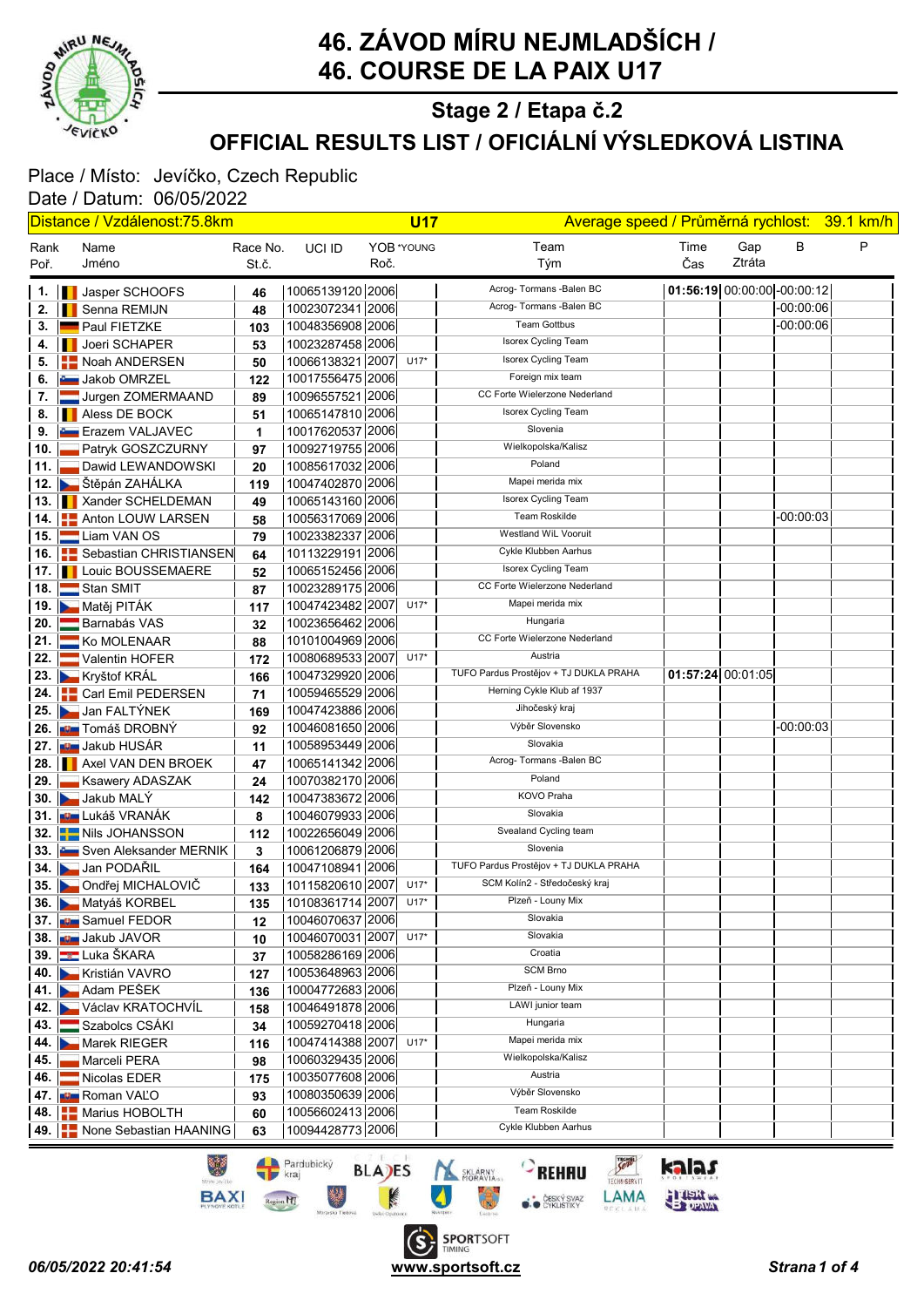# 46. ZÁVOD MÍRU NEJMLADŠÍCH / 46. COURSE DE LA PAIX U17

## Stage 2 / Etapa č.2

## OFFICIAL RESULTS LIST / OFICIÁLNÍ VÝSLEDKOVÁ LISTINA

Place / Místo: Jevíčko, Czech Republic
Date / Datum: 06/05/2022

Distance / Vzdálenost:75.8km — **U17** — Average speed / Průměrná rychlost: 39.1 km/h

| Rank Poř. | Name Jméno | Race No. St.č. | UCI ID | YOB Roč. | *YOUNG | Team Tým | Time Čas | Gap Ztráta | B | P |
|---|---|---|---|---|---|---|---|---|---|---|
| 1. | Jasper SCHOOFS | 46 | 10065139120 | 2006 | | Acrog- Tormans -Balen BC | 01:56:19 | 00:00:00 | -00:00:12 | |
| 2. | Senna REMIJN | 48 | 10023072341 | 2006 | | Acrog- Tormans -Balen BC | | | -00:00:06 | |
| 3. | Paul FIETZKE | 103 | 10048356908 | 2006 | | Team Gottbus | | | -00:00:06 | |
| 4. | Joeri SCHAPER | 53 | 10023287458 | 2006 | | Isorex Cycling Team | | | | |
| 5. | Noah ANDERSEN | 50 | 10066138321 | 2007 | U17* | Isorex Cycling Team | | | | |
| 6. | Jakob OMRZEL | 122 | 10017556475 | 2006 | | Foreign mix team | | | | |
| 7. | Jurgen ZOMERMAAND | 89 | 10096557521 | 2006 | | CC Forte Wielerzone Nederland | | | | |
| 8. | Aless DE BOCK | 51 | 10065147810 | 2006 | | Isorex Cycling Team | | | | |
| 9. | Erazem VALJAVEC | 1 | 10017620537 | 2006 | | Slovenia | | | | |
| 10. | Patryk GOSZCZURNY | 97 | 10092719755 | 2006 | | Wielkopolska/Kalisz | | | | |
| 11. | Dawid LEWANDOWSKI | 20 | 10085617032 | 2006 | | Poland | | | | |
| 12. | Štěpán ZAHÁLKA | 119 | 10047402870 | 2006 | | Mapei merida mix | | | | |
| 13. | Xander SCHELDEMAN | 49 | 10065143160 | 2006 | | Isorex Cycling Team | | | | |
| 14. | Anton LOUW LARSEN | 58 | 10056317069 | 2006 | | Team Roskilde | | | -00:00:03 | |
| 15. | Liam VAN OS | 79 | 10023382337 | 2006 | | Westland WiL Vooruit | | | | |
| 16. | Sebastian CHRISTIANSEN | 64 | 10113229191 | 2006 | | Cykle Klubben Aarhus | | | | |
| 17. | Louic BOUSSEMAERE | 52 | 10065152456 | 2006 | | Isorex Cycling Team | | | | |
| 18. | Stan SMIT | 87 | 10023289175 | 2006 | | CC Forte Wielerzone Nederland | | | | |
| 19. | Matěj PITÁK | 117 | 10047423482 | 2007 | U17* | Mapei merida mix | | | | |
| 20. | Barnabás VAS | 32 | 10023656462 | 2006 | | Hungaria | | | | |
| 21. | Ko MOLENAAR | 88 | 10101004969 | 2006 | | CC Forte Wielerzone Nederland | | | | |
| 22. | Valentin HOFER | 172 | 10080689533 | 2007 | U17* | Austria | | | | |
| 23. | Kryštof KRÁL | 166 | 10047329920 | 2006 | | TUFO Pardus Prostějov + TJ DUKLA PRAHA | 01:57:24 | 00:01:05 | | |
| 24. | Carl Emil PEDERSEN | 71 | 10059465529 | 2006 | | Herning Cykle Klub af 1937 | | | | |
| 25. | Jan FALTÝNEK | 169 | 10047423886 | 2006 | | Jihočeský kraj | | | | |
| 26. | Tomáš DROBNÝ | 92 | 10046081650 | 2006 | | Výběr Slovensko | | | -00:00:03 | |
| 27. | Jakub HUSÁR | 11 | 10058953449 | 2006 | | Slovakia | | | | |
| 28. | Axel VAN DEN BROEK | 47 | 10065141342 | 2006 | | Acrog- Tormans -Balen BC | | | | |
| 29. | Ksawery ADASZAK | 24 | 10070382170 | 2006 | | Poland | | | | |
| 30. | Jakub MALÝ | 142 | 10047383672 | 2006 | | KOVO Praha | | | | |
| 31. | Lukáš VRANÁK | 8 | 10046079933 | 2006 | | Slovakia | | | | |
| 32. | Nils JOHANSSON | 112 | 10022656049 | 2006 | | Svealand Cycling team | | | | |
| 33. | Sven Aleksander MERNIK | 3 | 10061206879 | 2006 | | Slovenia | | | | |
| 34. | Jan PODAŘIL | 164 | 10047108941 | 2006 | | TUFO Pardus Prostějov + TJ DUKLA PRAHA | | | | |
| 35. | Ondřej MICHALOVIČ | 133 | 10115820610 | 2007 | U17* | SCM Kolín2 - Středočeský kraj | | | | |
| 36. | Matyáš KORBEL | 135 | 10108361714 | 2007 | U17* | Plzeň - Louny Mix | | | | |
| 37. | Samuel FEDOR | 12 | 10046070637 | 2006 | | Slovakia | | | | |
| 38. | Jakub JAVOR | 10 | 10046070031 | 2007 | U17* | Slovakia | | | | |
| 39. | Luka ŠKARA | 37 | 10058286169 | 2006 | | Croatia | | | | |
| 40. | Kristián VAVRO | 127 | 10053648963 | 2006 | | SCM Brno | | | | |
| 41. | Adam PEŠEK | 136 | 10004772683 | 2006 | | Plzeň - Louny Mix | | | | |
| 42. | Václav KRATOCHVÍL | 158 | 10046491878 | 2006 | | LAWI junior team | | | | |
| 43. | Szabolcs CSÁKI | 34 | 10059270418 | 2006 | | Hungaria | | | | |
| 44. | Marek RIEGER | 116 | 10047414388 | 2007 | U17* | Mapei merida mix | | | | |
| 45. | Marceli PERA | 98 | 10060329435 | 2006 | | Wielkopolska/Kalisz | | | | |
| 46. | Nicolas EDER | 175 | 10035077608 | 2006 | | Austria | | | | |
| 47. | Roman VALO | 93 | 10080350639 | 2006 | | Výběr Slovensko | | | | |
| 48. | Marius HOBOLTH | 60 | 10056602413 | 2006 | | Team Roskilde | | | | |
| 49. | None Sebastian HAANING | 63 | 10094428773 | 2006 | | Cykle Klubben Aarhus | | | | |

*06/05/2022 20:41:54* — www.sportsoft.cz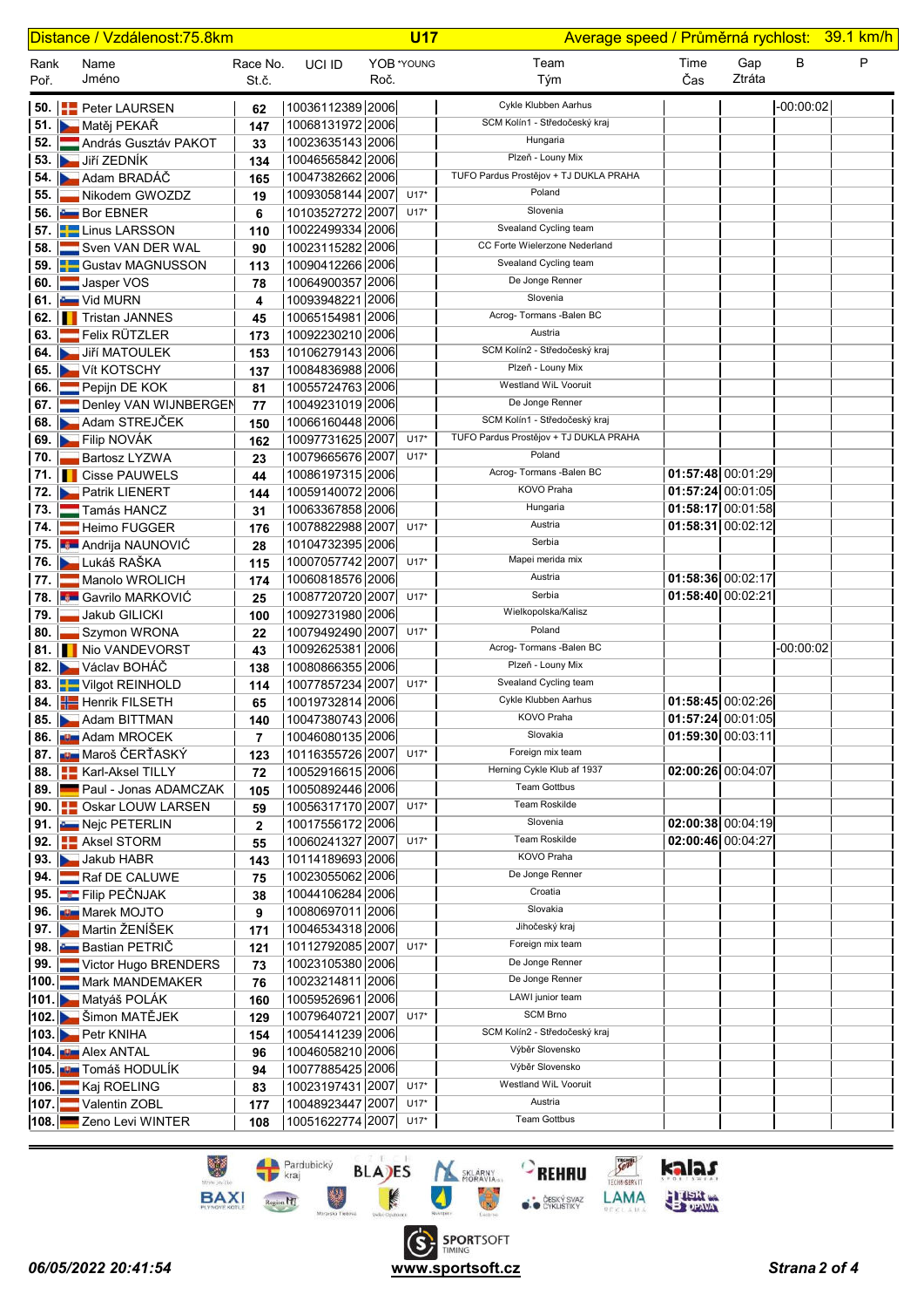| Distance / Vzdálenost:75.8km | | | | U17 | | Average speed / Průměrná rychlost: | | | 39.1 km/h | |
|---|---|---|---|---|---|---|---|---|---|---|
| Rank Poř. | Name Jméno | Race No. St.č. | UCI ID | YOB Roč. | *YOUNG | Team Tým | Time Čas | Gap Ztráta | B | P |
| 50. | Peter LAURSEN | 62 | 10036112389 | 2006 | | Cykle Klubben Aarhus | | | -00:00:02 | |
| 51. | Matěj PEKAŘ | 147 | 10068131972 | 2006 | | SCM Kolín1 - Středočeský kraj | | | | |
| 52. | András Gusztáv PAKOT | 33 | 10023635143 | 2006 | | Hungaria | | | | |
| 53. | Jiří ZEDNÍK | 134 | 10046565842 | 2006 | | Plzeň - Louny Mix | | | | |
| 54. | Adam BRADÁČ | 165 | 10047382662 | 2006 | | TUFO Pardus Prostějov + TJ DUKLA PRAHA | | | | |
| 55. | Nikodem GWOZDZ | 19 | 10093058144 | 2007 | U17* | Poland | | | | |
| 56. | Bor EBNER | 6 | 10103527272 | 2007 | U17* | Slovenia | | | | |
| 57. | Linus LARSSON | 110 | 10022499334 | 2006 | | Svealand Cycling team | | | | |
| 58. | Sven VAN DER WAL | 90 | 10023115282 | 2006 | | CC Forte Wielerzone Nederland | | | | |
| 59. | Gustav MAGNUSSON | 113 | 10090412266 | 2006 | | Svealand Cycling team | | | | |
| 60. | Jasper VOS | 78 | 10064900357 | 2006 | | De Jonge Renner | | | | |
| 61. | Vid MURN | 4 | 10093948221 | 2006 | | Slovenia | | | | |
| 62. | Tristan JANNES | 45 | 10065154981 | 2006 | | Acrog- Tormans -Balen BC | | | | |
| 63. | Felix RÜTZLER | 173 | 10092230210 | 2006 | | Austria | | | | |
| 64. | Jiří MATOULEK | 153 | 10106279143 | 2006 | | SCM Kolín2 - Středočeský kraj | | | | |
| 65. | Vít KOTSCHY | 137 | 10084836988 | 2006 | | Plzeň - Louny Mix | | | | |
| 66. | Pepijn DE KOK | 81 | 10055724763 | 2006 | | Westland WiL Vooruit | | | | |
| 67. | Denley VAN WIJNBERGEN | 77 | 10049231019 | 2006 | | De Jonge Renner | | | | |
| 68. | Adam STREJČEK | 150 | 10066160448 | 2006 | | SCM Kolín1 - Středočeský kraj | | | | |
| 69. | Filip NOVÁK | 162 | 10097731625 | 2007 | U17* | TUFO Pardus Prostějov + TJ DUKLA PRAHA | | | | |
| 70. | Bartosz LYZWA | 23 | 10079665676 | 2007 | U17* | Poland | | | | |
| 71. | Cisse PAUWELS | 44 | 10086197315 | 2006 | | Acrog- Tormans -Balen BC | 01:57:48 | 00:01:29 | | |
| 72. | Patrik LIENERT | 144 | 10059140072 | 2006 | | KOVO Praha | 01:57:24 | 00:01:05 | | |
| 73. | Tamás HANCZ | 31 | 10063367858 | 2006 | | Hungaria | 01:58:17 | 00:01:58 | | |
| 74. | Heimo FUGGER | 176 | 10078822988 | 2007 | U17* | Austria | 01:58:31 | 00:02:12 | | |
| 75. | Andrija NAUNOVIĆ | 28 | 10104732395 | 2006 | | Serbia | | | | |
| 76. | Lukáš RAŠKA | 115 | 10007057742 | 2007 | U17* | Mapei merida mix | | | | |
| 77. | Manolo WROLICH | 174 | 10060818576 | 2006 | | Austria | 01:58:36 | 00:02:17 | | |
| 78. | Gavrilo MARKOVIĆ | 25 | 10087720720 | 2007 | U17* | Serbia | 01:58:40 | 00:02:21 | | |
| 79. | Jakub GILICKI | 100 | 10092731980 | 2006 | | Wielkopolska/Kalisz | | | | |
| 80. | Szymon WRONA | 22 | 10079492490 | 2007 | U17* | Poland | | | | |
| 81. | Nio VANDEVORST | 43 | 10092625381 | 2006 | | Acrog- Tormans -Balen BC | | | -00:00:02 | |
| 82. | Václav BOHÁČ | 138 | 10080866355 | 2006 | | Plzeň - Louny Mix | | | | |
| 83. | Vilgot REINHOLD | 114 | 10077857234 | 2007 | U17* | Svealand Cycling team | | | | |
| 84. | Henrik FILSETH | 65 | 10019732814 | 2006 | | Cykle Klubben Aarhus | 01:58:45 | 00:02:26 | | |
| 85. | Adam BITTMAN | 140 | 10047380743 | 2006 | | KOVO Praha | 01:57:24 | 00:01:05 | | |
| 86. | Adam MROCEK | 7 | 10046080135 | 2006 | | Slovakia | 01:59:30 | 00:03:11 | | |
| 87. | Maroš ČERŤASKÝ | 123 | 10116355726 | 2007 | U17* | Foreign mix team | | | | |
| 88. | Karl-Aksel TILLY | 72 | 10052916615 | 2006 | | Herning Cykle Klub af 1937 | 02:00:26 | 00:04:07 | | |
| 89. | Paul - Jonas ADAMCZAK | 105 | 10050892446 | 2006 | | Team Gottbus | | | | |
| 90. | Oskar LOUW LARSEN | 59 | 10056317170 | 2007 | U17* | Team Roskilde | | | | |
| 91. | Nejc PETERLIN | 2 | 10017556172 | 2006 | | Slovenia | 02:00:38 | 00:04:19 | | |
| 92. | Aksel STORM | 55 | 10060241327 | 2007 | U17* | Team Roskilde | 02:00:46 | 00:04:27 | | |
| 93. | Jakub HABR | 143 | 10114189693 | 2006 | | KOVO Praha | | | | |
| 94. | Raf DE CALUWE | 75 | 10023055062 | 2006 | | De Jonge Renner | | | | |
| 95. | Filip PEČNJAK | 38 | 10044106284 | 2006 | | Croatia | | | | |
| 96. | Marek MOJTO | 9 | 10080697011 | 2006 | | Slovakia | | | | |
| 97. | Martin ŽENÍŠEK | 171 | 10046534318 | 2006 | | Jihočeský kraj | | | | |
| 98. | Bastian PETRIČ | 121 | 10112792085 | 2007 | U17* | Foreign mix team | | | | |
| 99. | Victor Hugo BRENDERS | 73 | 10023105380 | 2006 | | De Jonge Renner | | | | |
| 100. | Mark MANDEMAKER | 76 | 10023214811 | 2006 | | De Jonge Renner | | | | |
| 101. | Matyáš POLÁK | 160 | 10059526961 | 2006 | | LAWI junior team | | | | |
| 102. | Šimon MATĚJEK | 129 | 10079640721 | 2007 | U17* | SCM Brno | | | | |
| 103. | Petr KNIHA | 154 | 10054141239 | 2006 | | SCM Kolín2 - Středočeský kraj | | | | |
| 104. | Alex ANTAL | 96 | 10046058210 | 2006 | | Výběr Slovensko | | | | |
| 105. | Tomáš HODULÍK | 94 | 10077885425 | 2006 | | Výběr Slovensko | | | | |
| 106. | Kaj ROELING | 83 | 10023197431 | 2007 | U17* | Westland WiL Vooruit | | | | |
| 107. | Valentin ZOBL | 177 | 10048923447 | 2007 | U17* | Austria | | | | |
| 108. | Zeno Levi WINTER | 108 | 10051622774 | 2007 | U17* | Team Gottbus | | | | |

*06/05/2022 20:41:54* www.sportsoft.cz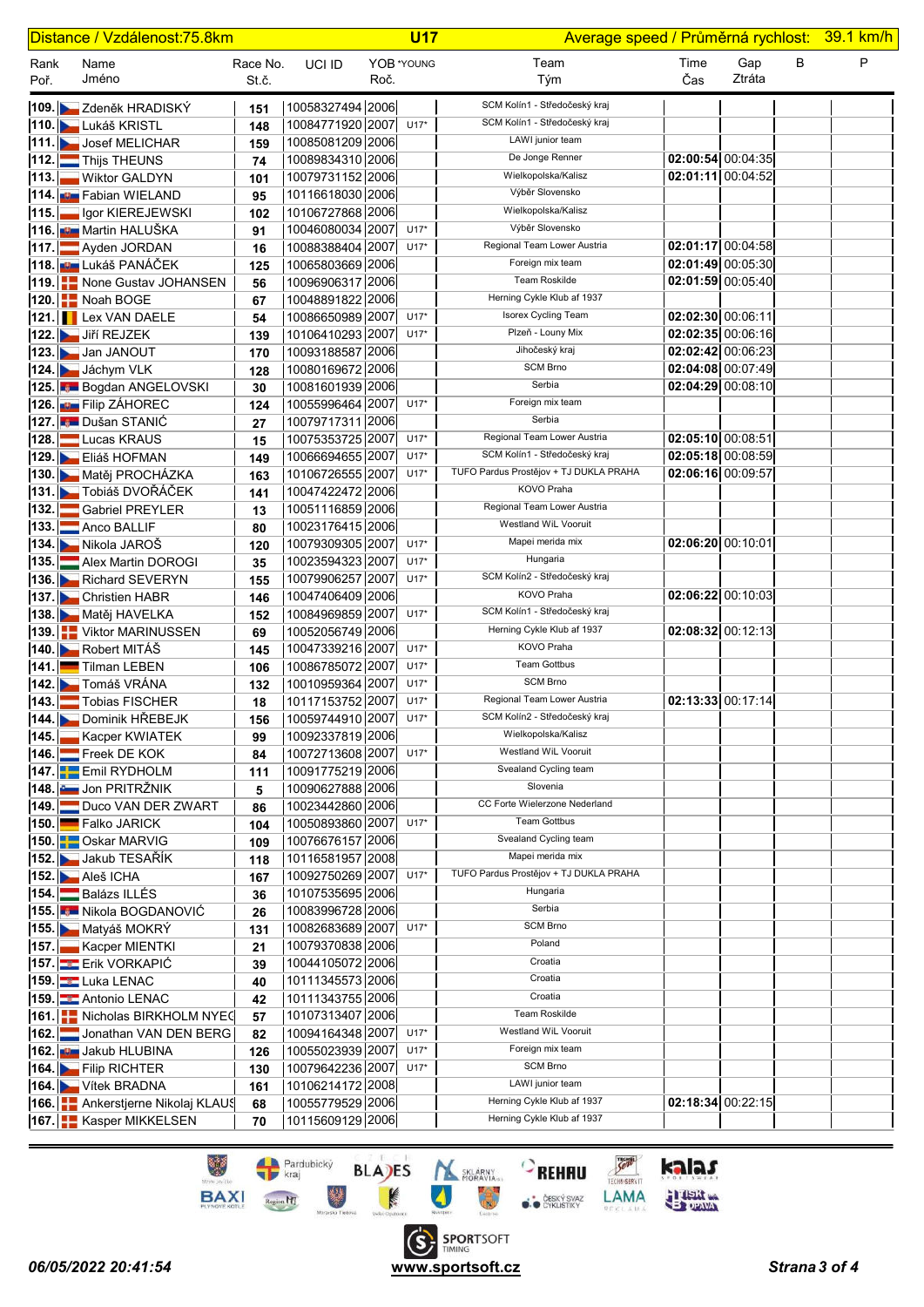| Distance / Vzdálenost:75.8km | | | | U17 | | Average speed / Průměrná rychlost: | | 39.1 km/h | |
|---|---|---|---|---|---|---|---|---|---|
| **Rank Poř.** | **Name Jméno** | **Race No. St.č.** | **UCI ID** | **YOB Roč.** | ***YOUNG** | **Team Tým** | **Time Čas** | **Gap Ztráta** | **B** | **P** |

| Rank Poř. | Name Jméno | Race No. St.č. | UCI ID | YOB Roč. | *YOUNG | Team Tým | Time Čas | Gap Ztráta | B | P |
|---|---|---|---|---|---|---|---|---|---|---|
| 109. | Zdeněk HRADISKÝ | 151 | 10058327494 | 2006 | | SCM Kolín1 - Středočeský kraj | | | | |
| 110. | Lukáš KRISTL | 148 | 10084771920 | 2007 | U17* | SCM Kolín1 - Středočeský kraj | | | | |
| 111. | Josef MELICHAR | 159 | 10085081209 | 2006 | | LAWI junior team | | | | |
| 112. | Thijs THEUNS | 74 | 10089834310 | 2006 | | De Jonge Renner | 02:00:54 | 00:04:35 | | |
| 113. | Wiktor GALDYN | 101 | 10079731152 | 2006 | | Wielkopolska/Kalisz | 02:01:11 | 00:04:52 | | |
| 114. | Fabian WIELAND | 95 | 10116618030 | 2006 | | Výběr Slovensko | | | | |
| 115. | Igor KIEREJEWSKI | 102 | 10106727868 | 2006 | | Wielkopolska/Kalisz | | | | |
| 116. | Martin HALUŠKA | 91 | 10046080034 | 2007 | U17* | Výběr Slovensko | | | | |
| 117. | Ayden JORDAN | 16 | 10088388404 | 2007 | U17* | Regional Team Lower Austria | 02:01:17 | 00:04:58 | | |
| 118. | Lukáš PANÁČEK | 125 | 10065803669 | 2006 | | Foreign mix team | 02:01:49 | 00:05:30 | | |
| 119. | None Gustav JOHANSEN | 56 | 10096906317 | 2006 | | Team Roskilde | 02:01:59 | 00:05:40 | | |
| 120. | Noah BOGE | 67 | 10048891822 | 2006 | | Herning Cykle Klub af 1937 | | | | |
| 121. | Lex VAN DAELE | 54 | 10086650989 | 2007 | U17* | Isorex Cycling Team | 02:02:30 | 00:06:11 | | |
| 122. | Jiří REJZEK | 139 | 10106410293 | 2007 | U17* | Plzeň - Louny Mix | 02:02:35 | 00:06:16 | | |
| 123. | Jan JANOUT | 170 | 10093188587 | 2006 | | Jihočeský kraj | 02:02:42 | 00:06:23 | | |
| 124. | Jáchym VLK | 128 | 10080169672 | 2006 | | SCM Brno | 02:04:08 | 00:07:49 | | |
| 125. | Bogdan ANGELOVSKI | 30 | 10081601939 | 2006 | | Serbia | 02:04:29 | 00:08:10 | | |
| 126. | Filip ZÁHOREC | 124 | 10055996464 | 2007 | U17* | Foreign mix team | | | | |
| 127. | Dušan STANIĆ | 27 | 10079717311 | 2006 | | Serbia | | | | |
| 128. | Lucas KRAUS | 15 | 10075353725 | 2007 | U17* | Regional Team Lower Austria | 02:05:10 | 00:08:51 | | |
| 129. | Eliáš HOFMAN | 149 | 10066694655 | 2007 | U17* | SCM Kolín1 - Středočeský kraj | 02:05:18 | 00:08:59 | | |
| 130. | Matěj PROCHÁZKA | 163 | 10106726555 | 2007 | U17* | TUFO Pardus Prostějov + TJ DUKLA PRAHA | 02:06:16 | 00:09:57 | | |
| 131. | Tobiáš DVOŘÁČEK | 141 | 10047422472 | 2006 | | KOVO Praha | | | | |
| 132. | Gabriel PREYLER | 13 | 10051116859 | 2006 | | Regional Team Lower Austria | | | | |
| 133. | Anco BALLIF | 80 | 10023176415 | 2006 | | Westland WiL Vooruit | | | | |
| 134. | Nikola JAROŠ | 120 | 10079309305 | 2007 | U17* | Mapei merida mix | 02:06:20 | 00:10:01 | | |
| 135. | Alex Martin DOROGI | 35 | 10023594323 | 2007 | U17* | Hungaria | | | | |
| 136. | Richard SEVERYN | 155 | 10079906257 | 2007 | U17* | SCM Kolín2 - Středočeský kraj | | | | |
| 137. | Christien HABR | 146 | 10047406409 | 2006 | | KOVO Praha | 02:06:22 | 00:10:03 | | |
| 138. | Matěj HAVELKA | 152 | 10084969859 | 2007 | U17* | SCM Kolín1 - Středočeský kraj | | | | |
| 139. | Viktor MARINUSSEN | 69 | 10052056749 | 2006 | | Herning Cykle Klub af 1937 | 02:08:32 | 00:12:13 | | |
| 140. | Robert MITÁŠ | 145 | 10047339216 | 2007 | U17* | KOVO Praha | | | | |
| 141. | Tilman LEBEN | 106 | 10086785072 | 2007 | U17* | Team Gottbus | | | | |
| 142. | Tomáš VRÁNA | 132 | 10010959364 | 2007 | U17* | SCM Brno | | | | |
| 143. | Tobias FISCHER | 18 | 10117153752 | 2007 | U17* | Regional Team Lower Austria | 02:13:33 | 00:17:14 | | |
| 144. | Dominik HŘEBEJK | 156 | 10059744910 | 2007 | U17* | SCM Kolín2 - Středočeský kraj | | | | |
| 145. | Kacper KWIATEK | 99 | 10092337819 | 2006 | | Wielkopolska/Kalisz | | | | |
| 146. | Freek DE KOK | 84 | 10072713608 | 2007 | U17* | Westland WiL Vooruit | | | | |
| 147. | Emil RYDHOLM | 111 | 10091775219 | 2006 | | Svealand Cycling team | | | | |
| 148. | Jon PRITRŽNIK | 5 | 10090627888 | 2006 | | Slovenia | | | | |
| 149. | Duco VAN DER ZWART | 86 | 10023442860 | 2006 | | CC Forte Wielerzone Nederland | | | | |
| 150. | Falko JARICK | 104 | 10050893860 | 2007 | U17* | Team Gottbus | | | | |
| 150. | Oskar MARVIG | 109 | 10076676157 | 2006 | | Svealand Cycling team | | | | |
| 152. | Jakub TESAŘÍK | 118 | 10116581957 | 2008 | | Mapei merida mix | | | | |
| 152. | Aleš ICHA | 167 | 10092750269 | 2007 | U17* | TUFO Pardus Prostějov + TJ DUKLA PRAHA | | | | |
| 154. | Balázs ILLÉS | 36 | 10107535695 | 2006 | | Hungaria | | | | |
| 155. | Nikola BOGDANOVIĆ | 26 | 10083996728 | 2006 | | Serbia | | | | |
| 155. | Matyáš MOKRÝ | 131 | 10082683689 | 2007 | U17* | SCM Brno | | | | |
| 157. | Kacper MIENTKI | 21 | 10079370838 | 2006 | | Poland | | | | |
| 157. | Erik VORKAPIĆ | 39 | 10044105072 | 2006 | | Croatia | | | | |
| 159. | Luka LENAC | 40 | 10111345573 | 2006 | | Croatia | | | | |
| 159. | Antonio LENAC | 42 | 10111343755 | 2006 | | Croatia | | | | |
| 161. | Nicholas BIRKHOLM NYEC | 57 | 10107313407 | 2006 | | Team Roskilde | | | | |
| 162. | Jonathan VAN DEN BERG | 82 | 10094164348 | 2007 | U17* | Westland WiL Vooruit | | | | |
| 162. | Jakub HLUBINA | 126 | 10055023939 | 2007 | U17* | Foreign mix team | | | | |
| 164. | Filip RICHTER | 130 | 10079642236 | 2007 | U17* | SCM Brno | | | | |
| 164. | Vítek BRADNA | 161 | 10106214172 | 2008 | | LAWI junior team | | | | |
| 166. | Ankerstjerne Nikolaj KLAUS | 68 | 10055779529 | 2006 | | Herning Cykle Klub af 1937 | 02:18:34 | 00:22:15 | | |
| 167. | Kasper MIKKELSEN | 70 | 10115609129 | 2006 | | Herning Cykle Klub af 1937 | | | | |

*06/05/2022 20:41:54* — www.sportsoft.cz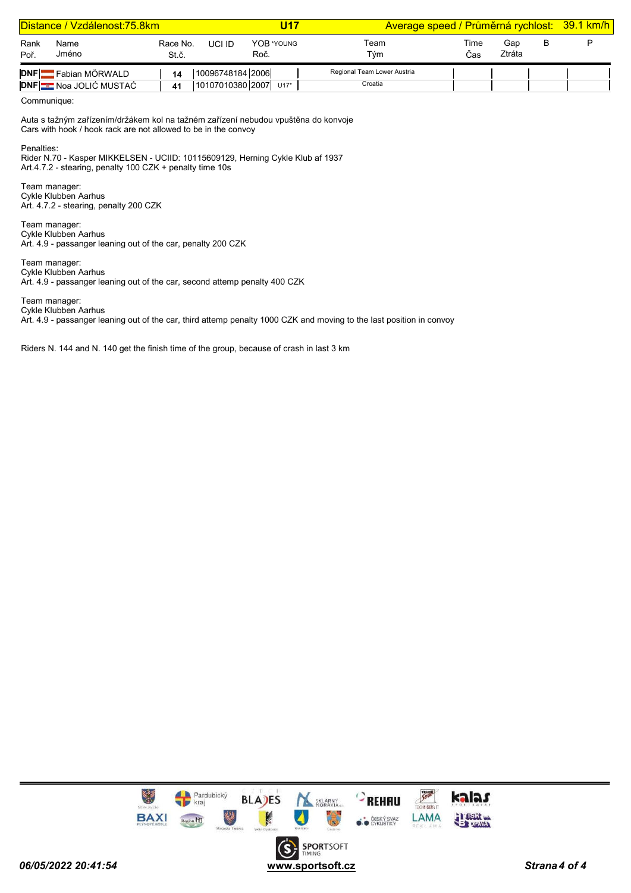| Distance / Vzdálenost:75.8km | | | U17 | | Average speed / Průměrná rychlost: | | | | 39.1 km/h |
|---|---|---|---|---|---|---|---|---|---|
| Rank Poř. | Name Jméno | Race No. St.č. | UCI ID | YOB *YOUNG Roč. | Team Tým | Time Čas | Gap Ztráta | B | P |
| DNF | Fabian MÖRWALD | 14 | 10096748184 | 2006 | Regional Team Lower Austria | | | | |
| DNF | Noa JOLIĆ MUSTAĆ | 41 | 10107010380 | 2007 U17* | Croatia | | | | |

Communique:

Auta s tažným zařízením/držákem kol na tažném zařízení nebudou vpuštěna do konvoje
Cars with hook / hook rack are not allowed to be in the convoy

Penalties:
Rider N.70 - Kasper MIKKELSEN - UCIID: 10115609129, Herning Cykle Klub af 1937
Art.4.7.2 - stearing, penalty 100 CZK + penalty time 10s

Team manager:
Cykle Klubben Aarhus
Art. 4.7.2 - stearing, penalty 200 CZK

Team manager:
Cykle Klubben Aarhus
Art. 4.9 - passanger leaning out of the car, penalty 200 CZK

Team manager:
Cykle Klubben Aarhus
Art. 4.9 - passanger leaning out of the car, second attemp penalty 400 CZK

Team manager:
Cykle Klubben Aarhus
Art. 4.9 - passanger leaning out of the car, third attemp penalty 1000 CZK and moving to the last position in convoy

Riders N. 144 and N. 140 get the finish time of the group, because of crash in last 3 km

06/05/2022 20:41:54 www.sportsoft.cz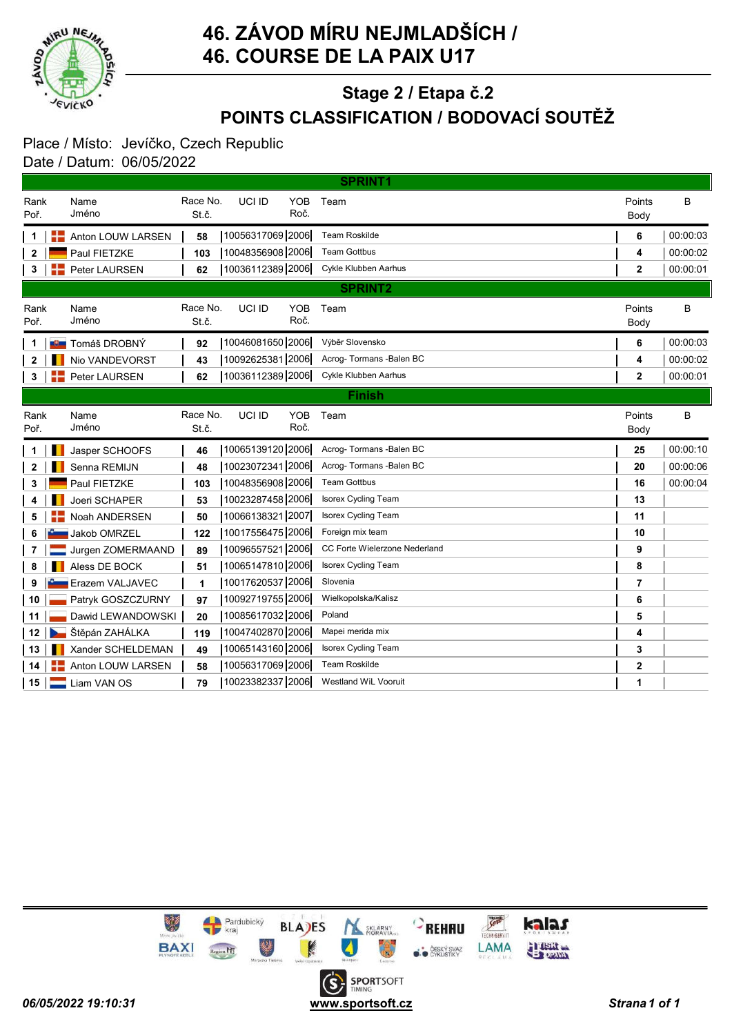# 46. ZÁVOD MÍRU NEJMLADŠÍCH / 46. COURSE DE LA PAIX U17

## Stage 2 / Etapa č.2

## POINTS CLASSIFICATION / BODOVACÍ SOUTĚŽ

Place / Místo: Jevíčko, Czech Republic
Date / Datum: 06/05/2022

### SPRINT1

| Rank Poř. | Name Jméno | Race No. St.č. | UCI ID | YOB Roč. | Team | Points Body | B |
|---|---|---|---|---|---|---|---|
| 1 | Anton LOUW LARSEN | 58 | 10056317069 | 2006 | Team Roskilde | 6 | 00:00:03 |
| 2 | Paul FIETZKE | 103 | 10048356908 | 2006 | Team Gottbus | 4 | 00:00:02 |
| 3 | Peter LAURSEN | 62 | 10036112389 | 2006 | Cykle Klubben Aarhus | 2 | 00:00:01 |

### SPRINT2

| Rank Poř. | Name Jméno | Race No. St.č. | UCI ID | YOB Roč. | Team | Points Body | B |
|---|---|---|---|---|---|---|---|
| 1 | Tomáš DROBNÝ | 92 | 10046081650 | 2006 | Výběr Slovensko | 6 | 00:00:03 |
| 2 | Nio VANDEVORST | 43 | 10092625381 | 2006 | Acrog- Tormans -Balen BC | 4 | 00:00:02 |
| 3 | Peter LAURSEN | 62 | 10036112389 | 2006 | Cykle Klubben Aarhus | 2 | 00:00:01 |

### Finish

| Rank Poř. | Name Jméno | Race No. St.č. | UCI ID | YOB Roč. | Team | Points Body | B |
|---|---|---|---|---|---|---|---|
| 1 | Jasper SCHOOFS | 46 | 10065139120 | 2006 | Acrog- Tormans -Balen BC | 25 | 00:00:10 |
| 2 | Senna REMIJN | 48 | 10023072341 | 2006 | Acrog- Tormans -Balen BC | 20 | 00:00:06 |
| 3 | Paul FIETZKE | 103 | 10048356908 | 2006 | Team Gottbus | 16 | 00:00:04 |
| 4 | Joeri SCHAPER | 53 | 10023287458 | 2006 | Isorex Cycling Team | 13 | |
| 5 | Noah ANDERSEN | 50 | 10066138321 | 2007 | Isorex Cycling Team | 11 | |
| 6 | Jakob OMRZEL | 122 | 10017556475 | 2006 | Foreign mix team | 10 | |
| 7 | Jurgen ZOMERMAAND | 89 | 10096557521 | 2006 | CC Forte Wielerzone Nederland | 9 | |
| 8 | Aless DE BOCK | 51 | 10065147810 | 2006 | Isorex Cycling Team | 8 | |
| 9 | Erazem VALJAVEC | 1 | 10017620537 | 2006 | Slovenia | 7 | |
| 10 | Patryk GOSZCZURNY | 97 | 10092719755 | 2006 | Wielkopolska/Kalisz | 6 | |
| 11 | Dawid LEWANDOWSKI | 20 | 10085617032 | 2006 | Poland | 5 | |
| 12 | Štěpán ZAHÁLKA | 119 | 10047402870 | 2006 | Mapei merida mix | 4 | |
| 13 | Xander SCHELDEMAN | 49 | 10065143160 | 2006 | Isorex Cycling Team | 3 | |
| 14 | Anton LOUW LARSEN | 58 | 10056317069 | 2006 | Team Roskilde | 2 | |
| 15 | Liam VAN OS | 79 | 10023382337 | 2006 | Westland WiL Vooruit | 1 | |

*06/05/2022 19:10:31*

www.sportsoft.cz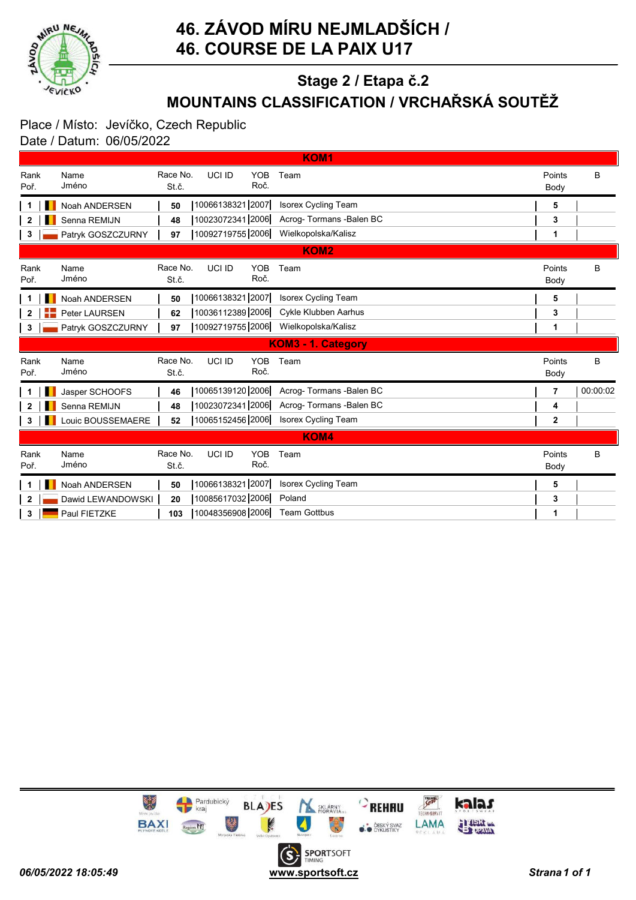# 46. ZÁVOD MÍRU NEJMLADŠÍCH / 46. COURSE DE LA PAIX U17

## Stage 2 / Etapa č.2

## MOUNTAINS CLASSIFICATION / VRCHAŘSKÁ SOUTĚŽ

Place / Místo: Jevíčko, Czech Republic
Date / Datum: 06/05/2022

### KOM1

| Rank Poř. | Name Jméno | Race No. St.č. | UCI ID | YOB Roč. | Team | Points Body | B |
|---|---|---|---|---|---|---|---|
| 1 | Noah ANDERSEN | 50 | 10066138321 | 2007 | Isorex Cycling Team | 5 | |
| 2 | Senna REMIJN | 48 | 10023072341 | 2006 | Acrog- Tormans -Balen BC | 3 | |
| 3 | Patryk GOSZCZURNY | 97 | 10092719755 | 2006 | Wielkopolska/Kalisz | 1 | |

### KOM2

| Rank Poř. | Name Jméno | Race No. St.č. | UCI ID | YOB Roč. | Team | Points Body | B |
|---|---|---|---|---|---|---|---|
| 1 | Noah ANDERSEN | 50 | 10066138321 | 2007 | Isorex Cycling Team | 5 | |
| 2 | Peter LAURSEN | 62 | 10036112389 | 2006 | Cykle Klubben Aarhus | 3 | |
| 3 | Patryk GOSZCZURNY | 97 | 10092719755 | 2006 | Wielkopolska/Kalisz | 1 | |

### KOM3 - 1. Category

| Rank Poř. | Name Jméno | Race No. St.č. | UCI ID | YOB Roč. | Team | Points Body | B |
|---|---|---|---|---|---|---|---|
| 1 | Jasper SCHOOFS | 46 | 10065139120 | 2006 | Acrog- Tormans -Balen BC | 7 | 00:00:02 |
| 2 | Senna REMIJN | 48 | 10023072341 | 2006 | Acrog- Tormans -Balen BC | 4 | |
| 3 | Louic BOUSSEMAERE | 52 | 10065152456 | 2006 | Isorex Cycling Team | 2 | |

### KOM4

| Rank Poř. | Name Jméno | Race No. St.č. | UCI ID | YOB Roč. | Team | Points Body | B |
|---|---|---|---|---|---|---|---|
| 1 | Noah ANDERSEN | 50 | 10066138321 | 2007 | Isorex Cycling Team | 5 | |
| 2 | Dawid LEWANDOWSKI | 20 | 10085617032 | 2006 | Poland | 3 | |
| 3 | Paul FIETZKE | 103 | 10048356908 | 2006 | Team Gottbus | 1 | |

*06/05/2022 18:05:49* www.sportsoft.cz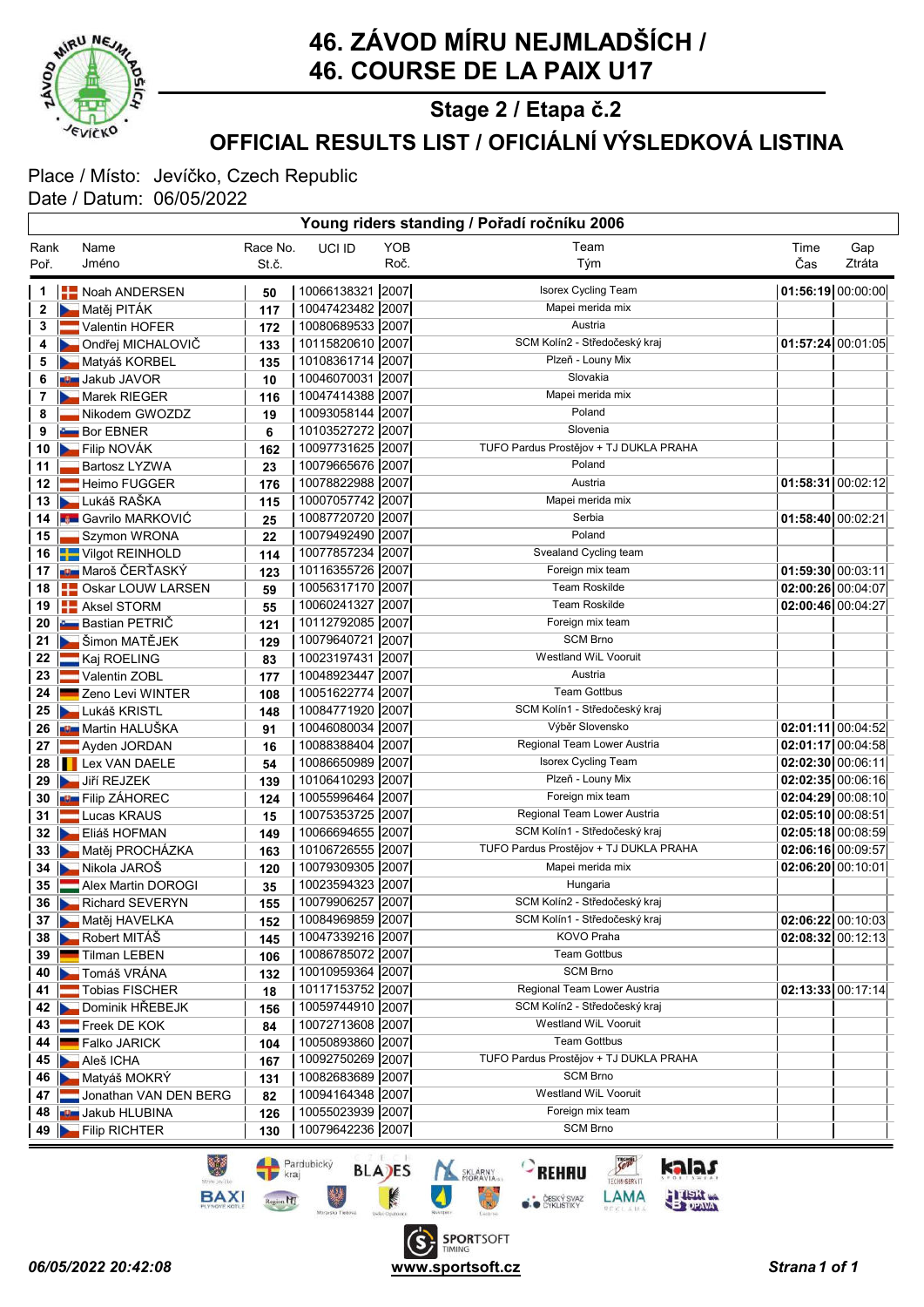# 46. ZÁVOD MÍRU NEJMLADŠÍCH / 46. COURSE DE LA PAIX U17

## Stage 2 / Etapa č.2

## OFFICIAL RESULTS LIST / OFICIÁLNÍ VÝSLEDKOVÁ LISTINA

Place / Místo: Jevíčko, Czech Republic
Date / Datum: 06/05/2022

### Young riders standing / Pořadí ročníku 2006

| Rank Poř. | Name Jméno | Race No. St.č. | UCI ID | YOB Roč. | Team Tým | Time Čas | Gap Ztráta |
|---|---|---|---|---|---|---|---|
| 1 | Noah ANDERSEN | 50 | 10066138321 | 2007 | Isorex Cycling Team | 01:56:19 | 00:00:00 |
| 2 | Matěj PITÁK | 117 | 10047423482 | 2007 | Mapei merida mix | | |
| 3 | Valentin HOFER | 172 | 10080689533 | 2007 | Austria | | |
| 4 | Ondřej MICHALOVIČ | 133 | 10115820610 | 2007 | SCM Kolín2 - Středočeský kraj | 01:57:24 | 00:01:05 |
| 5 | Matyáš KORBEL | 135 | 10108361714 | 2007 | Plzeň - Louny Mix | | |
| 6 | Jakub JAVOR | 10 | 10046070031 | 2007 | Slovakia | | |
| 7 | Marek RIEGER | 116 | 10047414388 | 2007 | Mapei merida mix | | |
| 8 | Nikodem GWOZDZ | 19 | 10093058144 | 2007 | Poland | | |
| 9 | Bor EBNER | 6 | 10103527272 | 2007 | Slovenia | | |
| 10 | Filip NOVÁK | 162 | 10097731625 | 2007 | TUFO Pardus Prostějov + TJ DUKLA PRAHA | | |
| 11 | Bartosz LYZWA | 23 | 10079665676 | 2007 | Poland | | |
| 12 | Heimo FUGGER | 176 | 10078822988 | 2007 | Austria | 01:58:31 | 00:02:12 |
| 13 | Lukáš RAŠKA | 115 | 10007057742 | 2007 | Mapei merida mix | | |
| 14 | Gavrilo MARKOVIĆ | 25 | 10087720720 | 2007 | Serbia | 01:58:40 | 00:02:21 |
| 15 | Szymon WRONA | 22 | 10079492490 | 2007 | Poland | | |
| 16 | Vilgot REINHOLD | 114 | 10077857234 | 2007 | Svealand Cycling team | | |
| 17 | Maroš ČERŤASKÝ | 123 | 10116355726 | 2007 | Foreign mix team | 01:59:30 | 00:03:11 |
| 18 | Oskar LOUW LARSEN | 59 | 10056317170 | 2007 | Team Roskilde | 02:00:26 | 00:04:07 |
| 19 | Aksel STORM | 55 | 10060241327 | 2007 | Team Roskilde | 02:00:46 | 00:04:27 |
| 20 | Bastian PETRIČ | 121 | 10112792085 | 2007 | Foreign mix team | | |
| 21 | Šimon MATĚJEK | 129 | 10079640721 | 2007 | SCM Brno | | |
| 22 | Kaj ROELING | 83 | 10023197431 | 2007 | Westland WiL Vooruit | | |
| 23 | Valentin ZOBL | 177 | 10048923447 | 2007 | Austria | | |
| 24 | Zeno Levi WINTER | 108 | 10051622774 | 2007 | Team Gottbus | | |
| 25 | Lukáš KRISTL | 148 | 10084771920 | 2007 | SCM Kolín1 - Středočeský kraj | | |
| 26 | Martin HALUŠKA | 91 | 10046080034 | 2007 | Výběr Slovensko | 02:01:11 | 00:04:52 |
| 27 | Ayden JORDAN | 16 | 10088388404 | 2007 | Regional Team Lower Austria | 02:01:17 | 00:04:58 |
| 28 | Lex VAN DAELE | 54 | 10086650989 | 2007 | Isorex Cycling Team | 02:02:30 | 00:06:11 |
| 29 | Jiří REJZEK | 139 | 10106410293 | 2007 | Plzeň - Louny Mix | 02:02:35 | 00:06:16 |
| 30 | Filip ZÁHOREC | 124 | 10055996464 | 2007 | Foreign mix team | 02:04:29 | 00:08:10 |
| 31 | Lucas KRAUS | 15 | 10075353725 | 2007 | Regional Team Lower Austria | 02:05:10 | 00:08:51 |
| 32 | Eliáš HOFMAN | 149 | 10066694655 | 2007 | SCM Kolín1 - Středočeský kraj | 02:05:18 | 00:08:59 |
| 33 | Matěj PROCHÁZKA | 163 | 10106726555 | 2007 | TUFO Pardus Prostějov + TJ DUKLA PRAHA | 02:06:16 | 00:09:57 |
| 34 | Nikola JAROŠ | 120 | 10079309305 | 2007 | Mapei merida mix | 02:06:20 | 00:10:01 |
| 35 | Alex Martin DOROGI | 35 | 10023594323 | 2007 | Hungaria | | |
| 36 | Richard SEVERYN | 155 | 10079906257 | 2007 | SCM Kolín2 - Středočeský kraj | | |
| 37 | Matěj HAVELKA | 152 | 10084969859 | 2007 | SCM Kolín1 - Středočeský kraj | 02:06:22 | 00:10:03 |
| 38 | Robert MITÁŠ | 145 | 10047339216 | 2007 | KOVO Praha | 02:08:32 | 00:12:13 |
| 39 | Tilman LEBEN | 106 | 10086785072 | 2007 | Team Gottbus | | |
| 40 | Tomáš VRÁNA | 132 | 10010959364 | 2007 | SCM Brno | | |
| 41 | Tobias FISCHER | 18 | 10117153752 | 2007 | Regional Team Lower Austria | 02:13:33 | 00:17:14 |
| 42 | Dominik HŘEBEJK | 156 | 10059744910 | 2007 | SCM Kolín2 - Středočeský kraj | | |
| 43 | Freek DE KOK | 84 | 10072713608 | 2007 | Westland WiL Vooruit | | |
| 44 | Falko JARICK | 104 | 10050893860 | 2007 | Team Gottbus | | |
| 45 | Aleš ICHA | 167 | 10092750269 | 2007 | TUFO Pardus Prostějov + TJ DUKLA PRAHA | | |
| 46 | Matyáš MOKRÝ | 131 | 10082683689 | 2007 | SCM Brno | | |
| 47 | Jonathan VAN DEN BERG | 82 | 10094164348 | 2007 | Westland WiL Vooruit | | |
| 48 | Jakub HLUBINA | 126 | 10055023939 | 2007 | Foreign mix team | | |
| 49 | Filip RICHTER | 130 | 10079642236 | 2007 | SCM Brno | | |

*06/05/2022 20:42:08* — www.sportsoft.cz